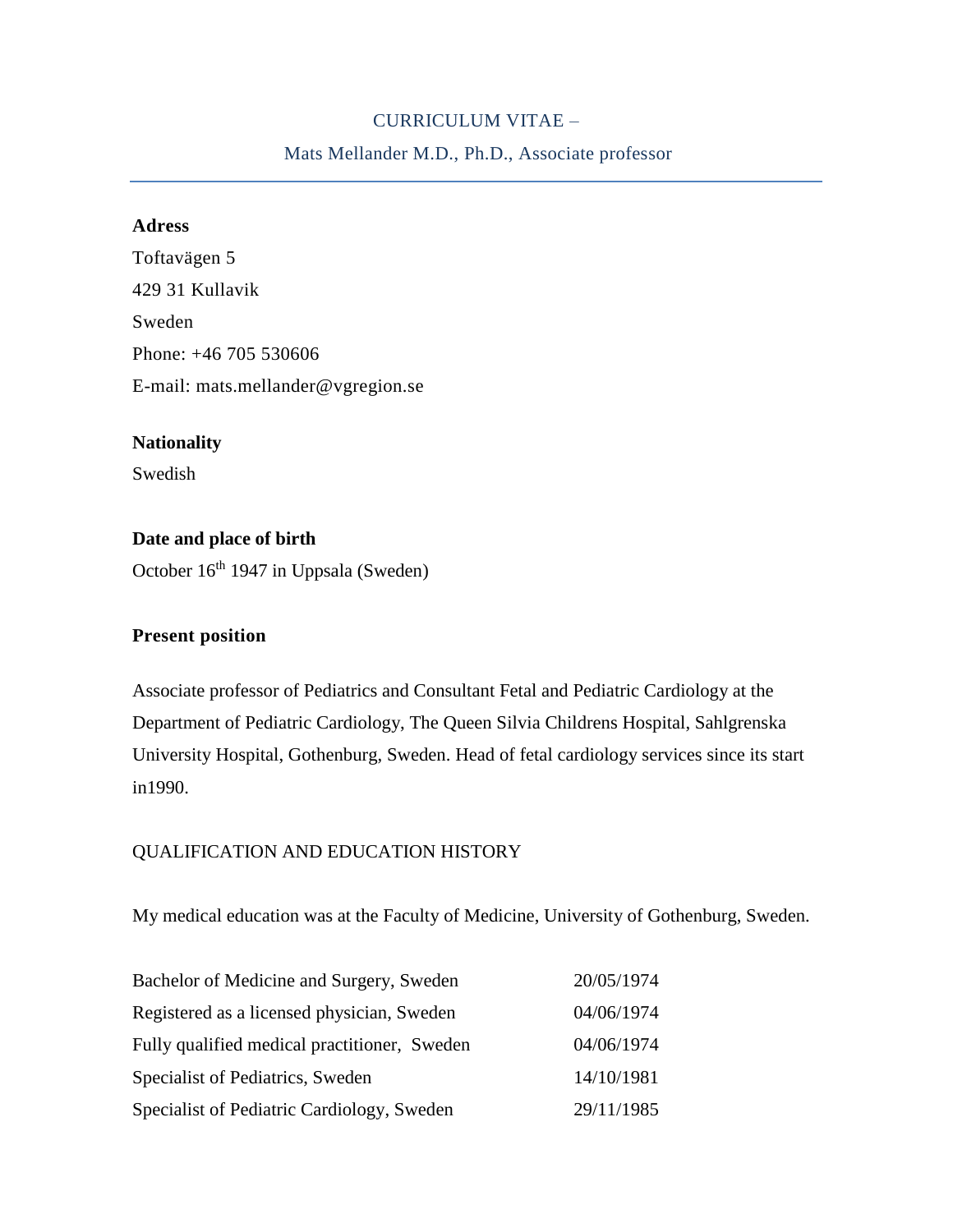# CURRICULUM VITAE –

## Mats Mellander M.D., Ph.D., Associate professor

**Adress**

Toftavägen 5
429 31 Kullavik
Sweden
Phone: +46 705 530606
E-mail: mats.mellander@vgregion.se

**Nationality**

Swedish

**Date and place of birth**

October 16th 1947 in Uppsala (Sweden)

**Present position**

Associate professor of Pediatrics and Consultant Fetal and Pediatric Cardiology at the Department of Pediatric Cardiology, The Queen Silvia Childrens Hospital, Sahlgrenska University Hospital, Gothenburg, Sweden. Head of fetal cardiology services since its start in1990.

QUALIFICATION AND EDUCATION HISTORY

My medical education was at the Faculty of Medicine, University of Gothenburg, Sweden.

| | |
|---|---|
| Bachelor of Medicine and Surgery, Sweden | 20/05/1974 |
| Registered as a licensed physician, Sweden | 04/06/1974 |
| Fully qualified medical practitioner, Sweden | 04/06/1974 |
| Specialist of Pediatrics, Sweden | 14/10/1981 |
| Specialist of Pediatric Cardiology, Sweden | 29/11/1985 |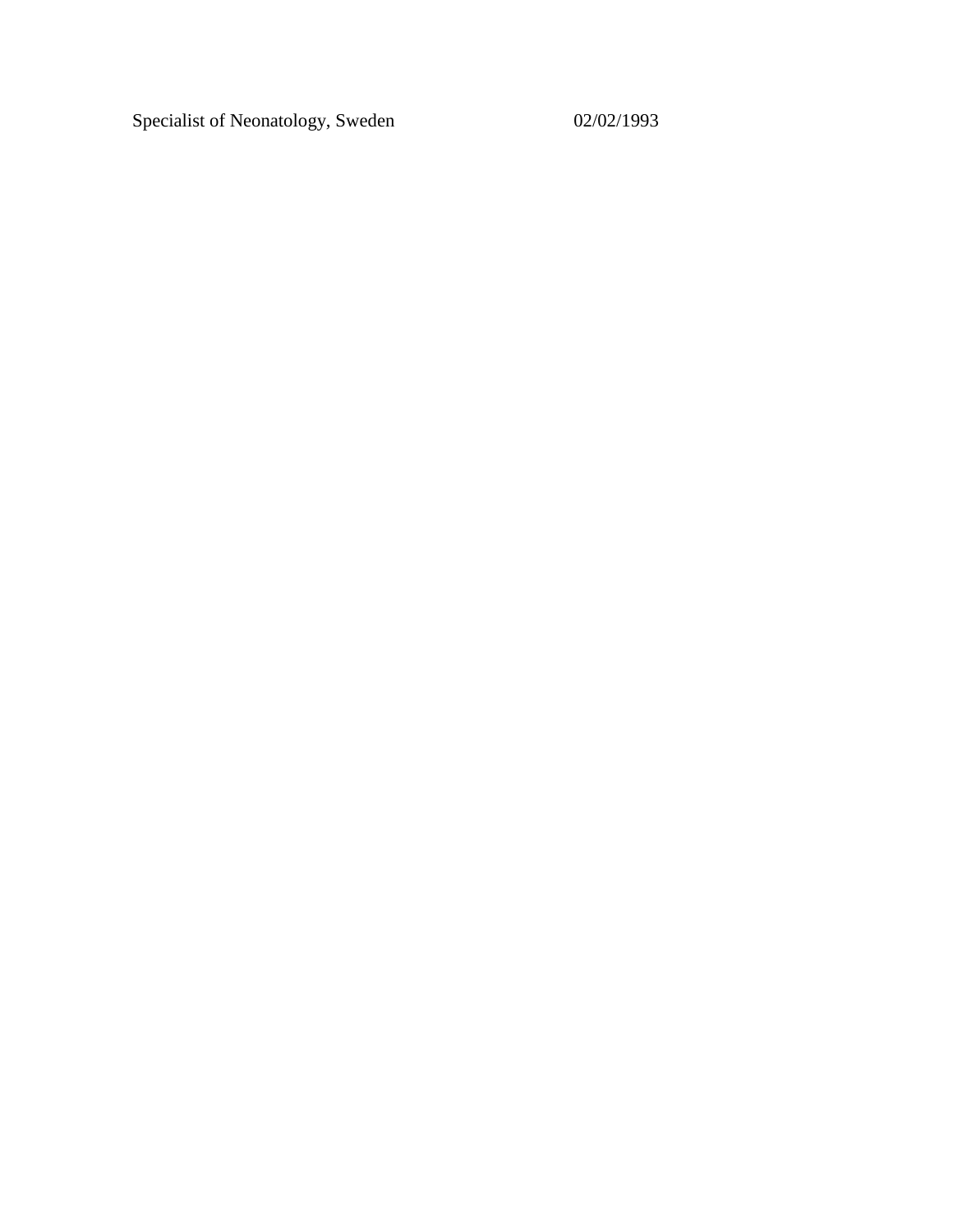Specialist of Neonatology, Sweden 02/02/1993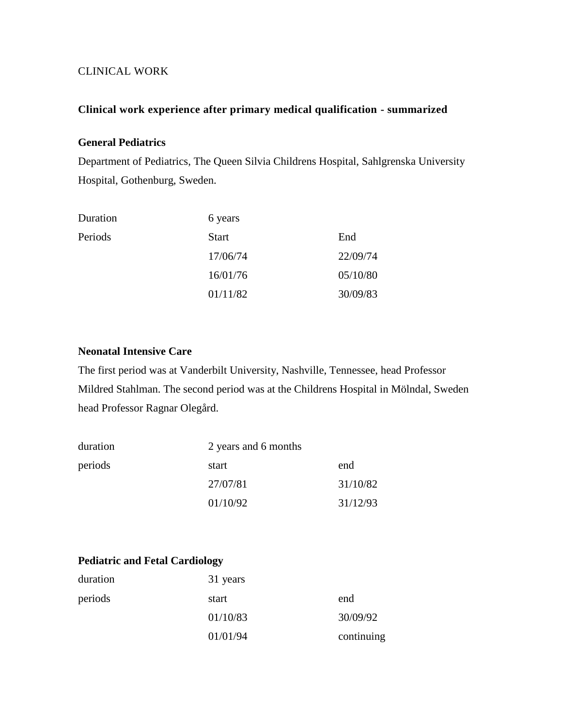CLINICAL WORK

## Clinical work experience after primary medical qualification - summarized

### General Pediatrics

Department of Pediatrics, The Queen Silvia Childrens Hospital, Sahlgrenska University Hospital, Gothenburg, Sweden.

| | | |
|---|---|---|
| Duration | 6 years | |
| Periods | Start | End |
| | 17/06/74 | 22/09/74 |
| | 16/01/76 | 05/10/80 |
| | 01/11/82 | 30/09/83 |

### Neonatal Intensive Care

The first period was at Vanderbilt University, Nashville, Tennessee, head Professor Mildred Stahlman. The second period was at the Childrens Hospital in Mölndal, Sweden head Professor Ragnar Olegård.

| | | |
|---|---|---|
| duration | 2 years and 6 months | |
| periods | start | end |
| | 27/07/81 | 31/10/82 |
| | 01/10/92 | 31/12/93 |

### Pediatric and Fetal Cardiology

| | | |
|---|---|---|
| duration | 31 years | |
| periods | start | end |
| | 01/10/83 | 30/09/92 |
| | 01/01/94 | continuing |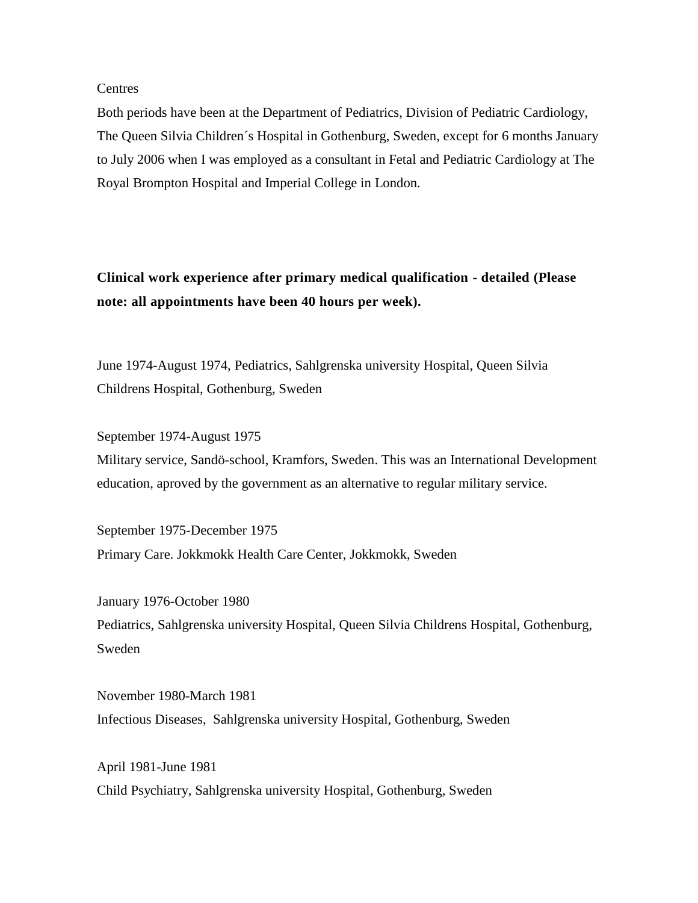Centres

Both periods have been at the Department of Pediatrics, Division of Pediatric Cardiology, The Queen Silvia Children´s Hospital in Gothenburg, Sweden, except for 6 months January to July 2006 when I was employed as a consultant in Fetal and Pediatric Cardiology at The Royal Brompton Hospital and Imperial College in London.

**Clinical work experience after primary medical qualification - detailed (Please note: all appointments have been 40 hours per week).**

June 1974-August 1974, Pediatrics, Sahlgrenska university Hospital, Queen Silvia Childrens Hospital, Gothenburg, Sweden

September 1974-August 1975

Military service, Sandö-school, Kramfors, Sweden. This was an International Development education, aproved by the government as an alternative to regular military service.

September 1975-December 1975

Primary Care. Jokkmokk Health Care Center, Jokkmokk, Sweden

January 1976-October 1980

Pediatrics, Sahlgrenska university Hospital, Queen Silvia Childrens Hospital, Gothenburg, Sweden

November 1980-March 1981

Infectious Diseases, Sahlgrenska university Hospital, Gothenburg, Sweden

April 1981-June 1981

Child Psychiatry, Sahlgrenska university Hospital, Gothenburg, Sweden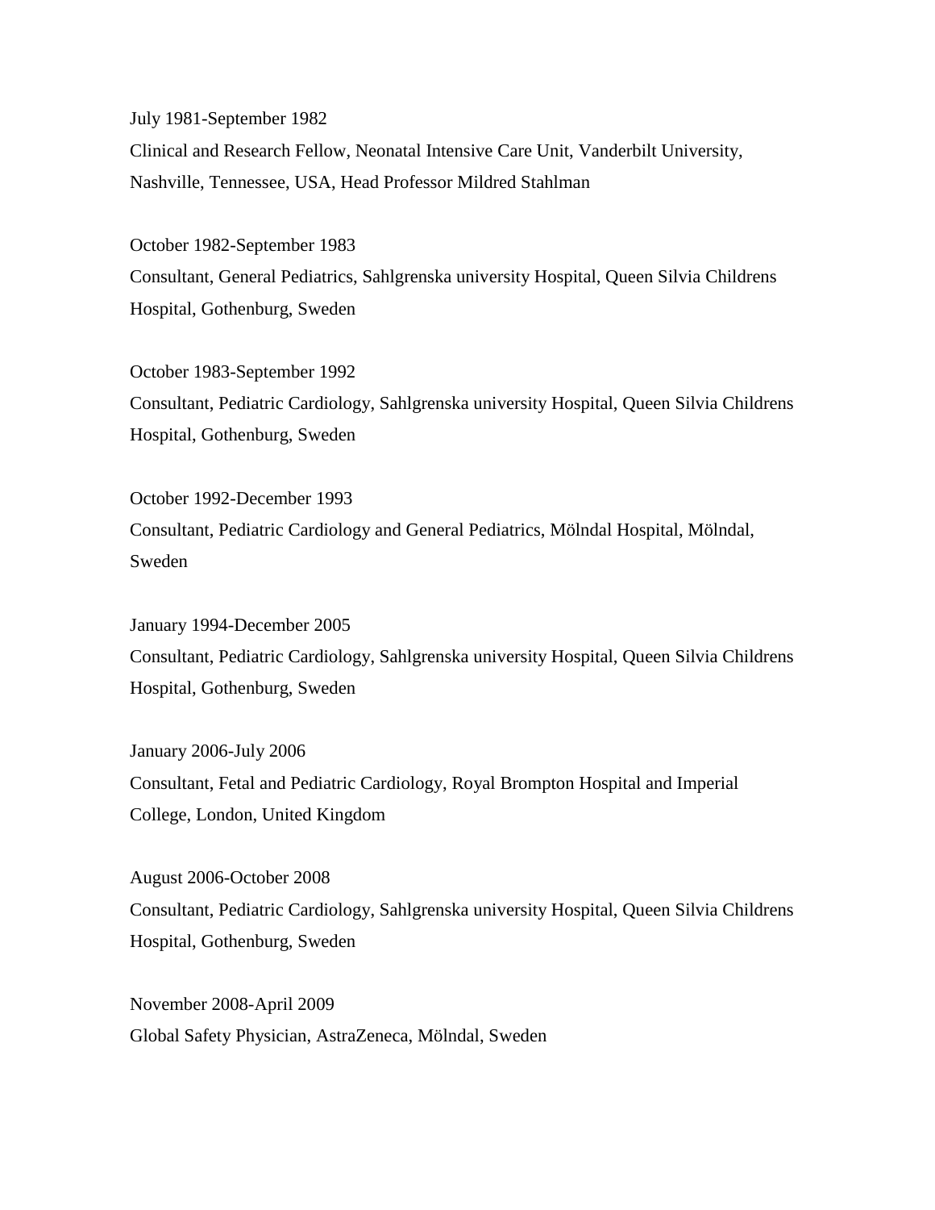July 1981-September 1982
Clinical and Research Fellow, Neonatal Intensive Care Unit, Vanderbilt University, Nashville, Tennessee, USA, Head Professor Mildred Stahlman

October 1982-September 1983
Consultant, General Pediatrics, Sahlgrenska university Hospital, Queen Silvia Childrens Hospital, Gothenburg, Sweden

October 1983-September 1992
Consultant, Pediatric Cardiology, Sahlgrenska university Hospital, Queen Silvia Childrens Hospital, Gothenburg, Sweden

October 1992-December 1993
Consultant, Pediatric Cardiology and General Pediatrics, Mölndal Hospital, Mölndal, Sweden

January 1994-December 2005
Consultant, Pediatric Cardiology, Sahlgrenska university Hospital, Queen Silvia Childrens Hospital, Gothenburg, Sweden

January 2006-July 2006
Consultant, Fetal and Pediatric Cardiology, Royal Brompton Hospital and Imperial College, London, United Kingdom

August 2006-October 2008
Consultant, Pediatric Cardiology, Sahlgrenska university Hospital, Queen Silvia Childrens Hospital, Gothenburg, Sweden

November 2008-April 2009
Global Safety Physician, AstraZeneca, Mölndal, Sweden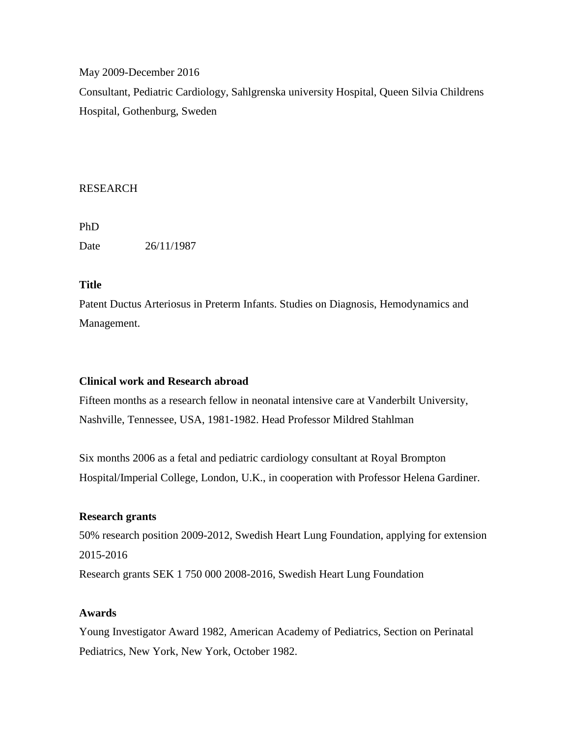May 2009-December 2016

Consultant, Pediatric Cardiology, Sahlgrenska university Hospital, Queen Silvia Childrens Hospital, Gothenburg, Sweden

RESEARCH

PhD

Date 26/11/1987

**Title**

Patent Ductus Arteriosus in Preterm Infants. Studies on Diagnosis, Hemodynamics and Management.

**Clinical work and Research abroad**

Fifteen months as a research fellow in neonatal intensive care at Vanderbilt University, Nashville, Tennessee, USA, 1981-1982. Head Professor Mildred Stahlman

Six months 2006 as a fetal and pediatric cardiology consultant at Royal Brompton Hospital/Imperial College, London, U.K., in cooperation with Professor Helena Gardiner.

**Research grants**

50% research position 2009-2012, Swedish Heart Lung Foundation, applying for extension 2015-2016

Research grants SEK 1 750 000 2008-2016, Swedish Heart Lung Foundation

**Awards**

Young Investigator Award 1982, American Academy of Pediatrics, Section on Perinatal Pediatrics, New York, New York, October 1982.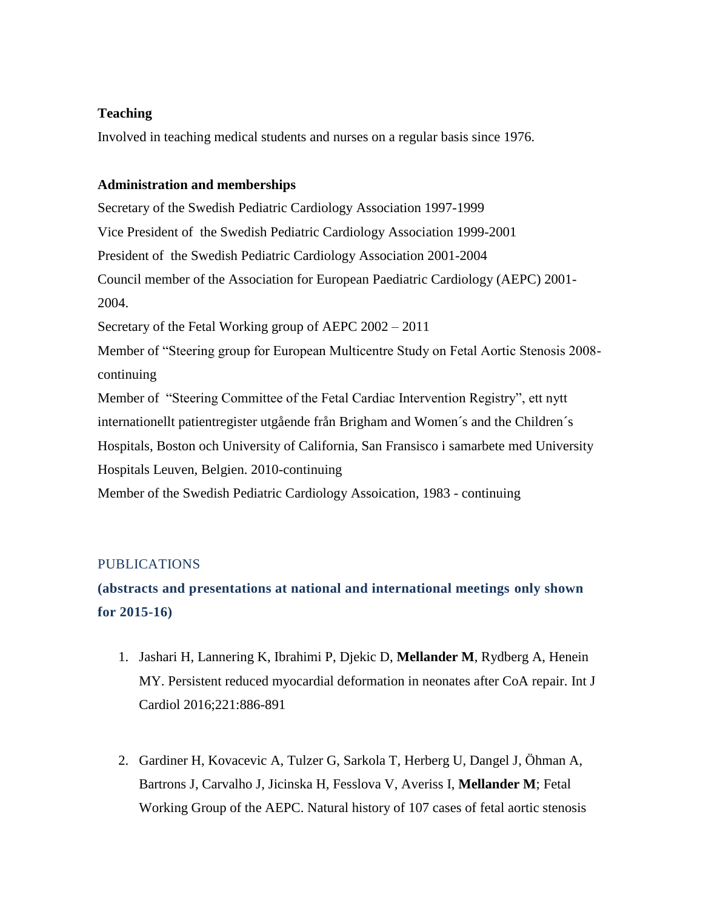**Teaching**

Involved in teaching medical students and nurses on a regular basis since 1976.

**Administration and memberships**

Secretary of the Swedish Pediatric Cardiology Association 1997-1999

Vice President of the Swedish Pediatric Cardiology Association 1999-2001

President of the Swedish Pediatric Cardiology Association 2001-2004

Council member of the Association for European Paediatric Cardiology (AEPC) 2001-2004.

Secretary of the Fetal Working group of AEPC 2002 – 2011

Member of "Steering group for European Multicentre Study on Fetal Aortic Stenosis 2008-continuing

Member of "Steering Committee of the Fetal Cardiac Intervention Registry", ett nytt internationellt patientregister utgående från Brigham and Women´s and the Children´s Hospitals, Boston och University of California, San Fransisco i samarbete med University Hospitals Leuven, Belgien. 2010-continuing

Member of the Swedish Pediatric Cardiology Assoication, 1983 - continuing

## PUBLICATIONS

**(abstracts and presentations at national and international meetings only shown for 2015-16)**

1. Jashari H, Lannering K, Ibrahimi P, Djekic D, **Mellander M**, Rydberg A, Henein MY. Persistent reduced myocardial deformation in neonates after CoA repair. Int J Cardiol 2016;221:886-891

2. Gardiner H, Kovacevic A, Tulzer G, Sarkola T, Herberg U, Dangel J, Öhman A, Bartrons J, Carvalho J, Jicinska H, Fesslova V, Averiss I, **Mellander M**; Fetal Working Group of the AEPC. Natural history of 107 cases of fetal aortic stenosis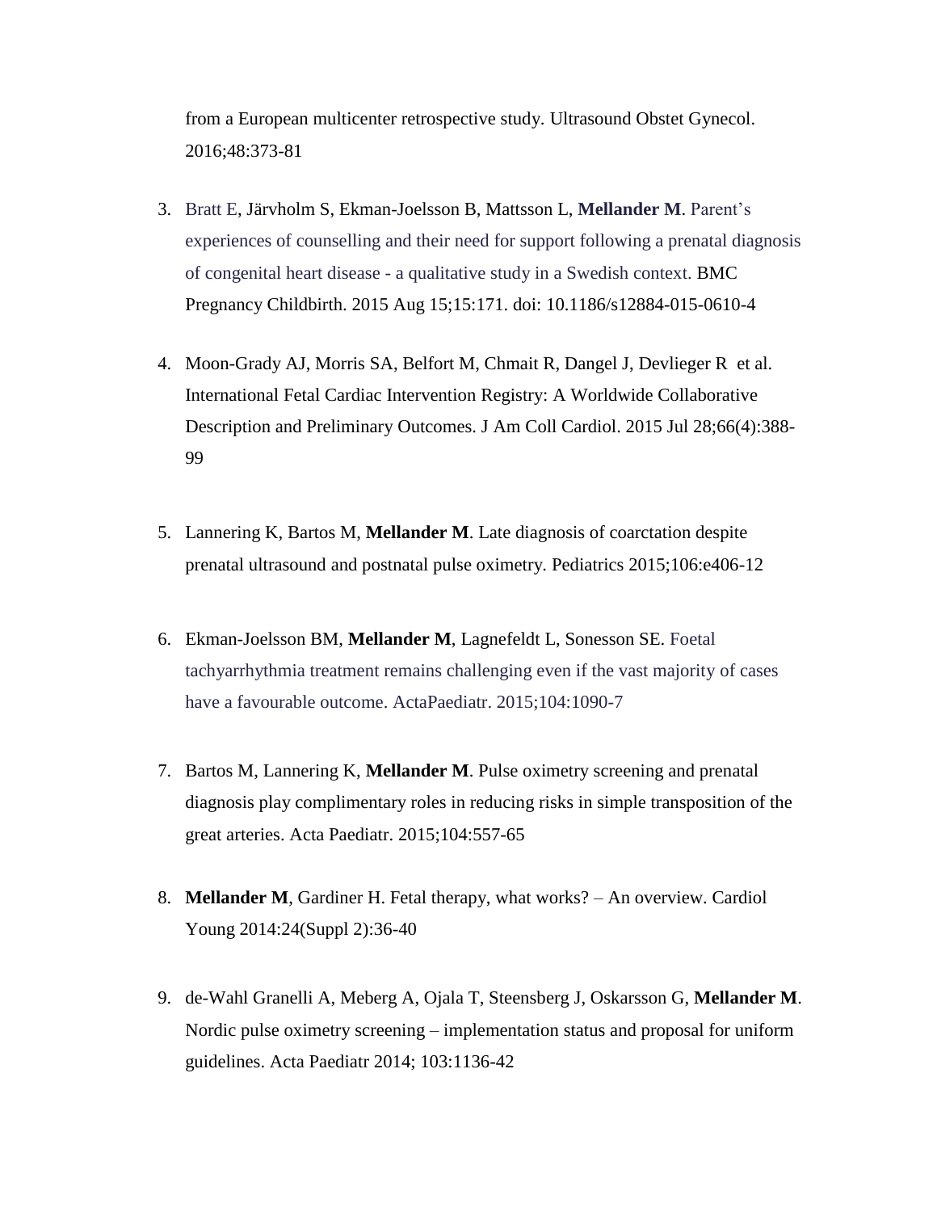from a European multicenter retrospective study. Ultrasound Obstet Gynecol. 2016;48:373-81

3. Bratt E, Järvholm S, Ekman-Joelsson B, Mattsson L, **Mellander M**. Parent's experiences of counselling and their need for support following a prenatal diagnosis of congenital heart disease - a qualitative study in a Swedish context. BMC Pregnancy Childbirth. 2015 Aug 15;15:171. doi: 10.1186/s12884-015-0610-4

4. Moon-Grady AJ, Morris SA, Belfort M, Chmait R, Dangel J, Devlieger R et al. International Fetal Cardiac Intervention Registry: A Worldwide Collaborative Description and Preliminary Outcomes. J Am Coll Cardiol. 2015 Jul 28;66(4):388-99

5. Lannering K, Bartos M, **Mellander M**. Late diagnosis of coarctation despite prenatal ultrasound and postnatal pulse oximetry. Pediatrics 2015;106:e406-12

6. Ekman-Joelsson BM, **Mellander M**, Lagnefeldt L, Sonesson SE. Foetal tachyarrhythmia treatment remains challenging even if the vast majority of cases have a favourable outcome. ActaPaediatr. 2015;104:1090-7

7. Bartos M, Lannering K, **Mellander M**. Pulse oximetry screening and prenatal diagnosis play complimentary roles in reducing risks in simple transposition of the great arteries. Acta Paediatr. 2015;104:557-65

8. **Mellander M**, Gardiner H. Fetal therapy, what works? – An overview. Cardiol Young 2014:24(Suppl 2):36-40

9. de-Wahl Granelli A, Meberg A, Ojala T, Steensberg J, Oskarsson G, **Mellander M**. Nordic pulse oximetry screening – implementation status and proposal for uniform guidelines. Acta Paediatr 2014; 103:1136-42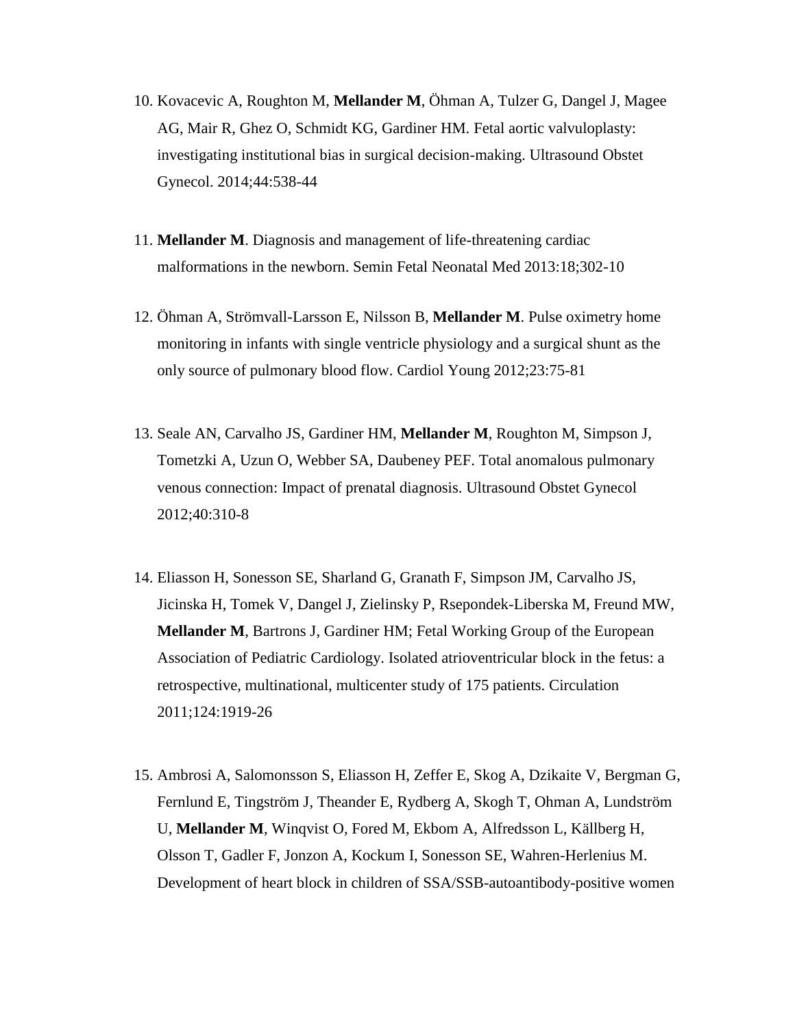10. Kovacevic A, Roughton M, **Mellander M**, Öhman A, Tulzer G, Dangel J, Magee AG, Mair R, Ghez O, Schmidt KG, Gardiner HM. Fetal aortic valvuloplasty: investigating institutional bias in surgical decision-making. Ultrasound Obstet Gynecol. 2014;44:538-44

11. **Mellander M**. Diagnosis and management of life-threatening cardiac malformations in the newborn. Semin Fetal Neonatal Med 2013:18;302-10

12. Öhman A, Strömvall-Larsson E, Nilsson B, **Mellander M**. Pulse oximetry home monitoring in infants with single ventricle physiology and a surgical shunt as the only source of pulmonary blood flow. Cardiol Young 2012;23:75-81

13. Seale AN, Carvalho JS, Gardiner HM, **Mellander M**, Roughton M, Simpson J, Tometzki A, Uzun O, Webber SA, Daubeney PEF. Total anomalous pulmonary venous connection: Impact of prenatal diagnosis. Ultrasound Obstet Gynecol 2012;40:310-8

14. Eliasson H, Sonesson SE, Sharland G, Granath F, Simpson JM, Carvalho JS, Jicinska H, Tomek V, Dangel J, Zielinsky P, Rsepondek-Liberska M, Freund MW, **Mellander M**, Bartrons J, Gardiner HM; Fetal Working Group of the European Association of Pediatric Cardiology. Isolated atrioventricular block in the fetus: a retrospective, multinational, multicenter study of 175 patients. Circulation 2011;124:1919-26

15. Ambrosi A, Salomonsson S, Eliasson H, Zeffer E, Skog A, Dzikaite V, Bergman G, Fernlund E, Tingström J, Theander E, Rydberg A, Skogh T, Ohman A, Lundström U, **Mellander M**, Winqvist O, Fored M, Ekbom A, Alfredsson L, Källberg H, Olsson T, Gadler F, Jonzon A, Kockum I, Sonesson SE, Wahren-Herlenius M. Development of heart block in children of SSA/SSB-autoantibody-positive women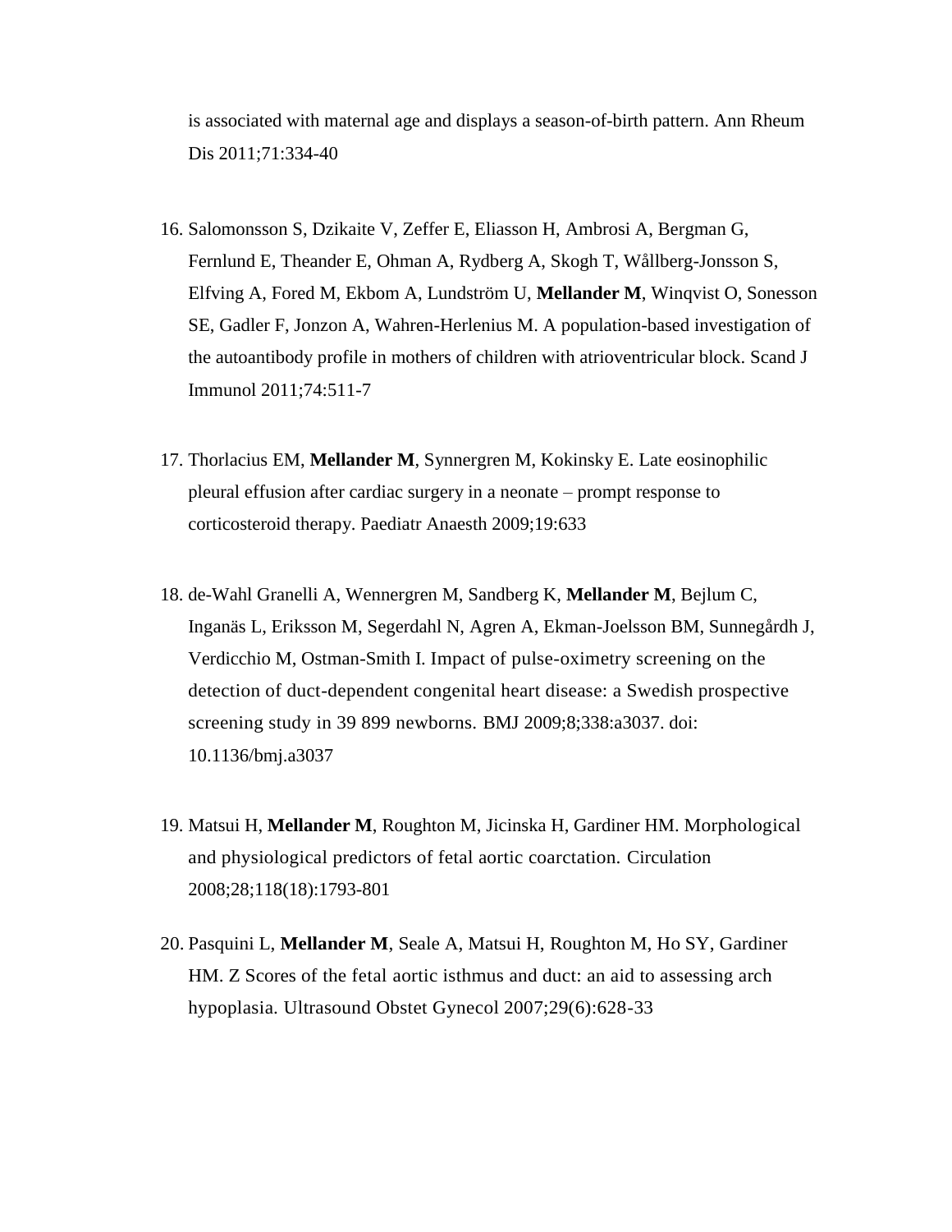is associated with maternal age and displays a season-of-birth pattern. Ann Rheum Dis 2011;71:334-40

16. Salomonsson S, Dzikaite V, Zeffer E, Eliasson H, Ambrosi A, Bergman G, Fernlund E, Theander E, Ohman A, Rydberg A, Skogh T, Wållberg-Jonsson S, Elfving A, Fored M, Ekbom A, Lundström U, **Mellander M**, Winqvist O, Sonesson SE, Gadler F, Jonzon A, Wahren-Herlenius M. A population-based investigation of the autoantibody profile in mothers of children with atrioventricular block. Scand J Immunol 2011;74:511-7

17. Thorlacius EM, **Mellander M**, Synnergren M, Kokinsky E. Late eosinophilic pleural effusion after cardiac surgery in a neonate – prompt response to corticosteroid therapy. Paediatr Anaesth 2009;19:633

18. de-Wahl Granelli A, Wennergren M, Sandberg K, **Mellander M**, Bejlum C, Inganäs L, Eriksson M, Segerdahl N, Agren A, Ekman-Joelsson BM, Sunnegårdh J, Verdicchio M, Ostman-Smith I. Impact of pulse-oximetry screening on the detection of duct-dependent congenital heart disease: a Swedish prospective screening study in 39 899 newborns. BMJ 2009;8;338:a3037. doi: 10.1136/bmj.a3037

19. Matsui H, **Mellander M**, Roughton M, Jicinska H, Gardiner HM. Morphological and physiological predictors of fetal aortic coarctation. Circulation 2008;28;118(18):1793-801

20. Pasquini L, **Mellander M**, Seale A, Matsui H, Roughton M, Ho SY, Gardiner HM. Z Scores of the fetal aortic isthmus and duct: an aid to assessing arch hypoplasia. Ultrasound Obstet Gynecol 2007;29(6):628-33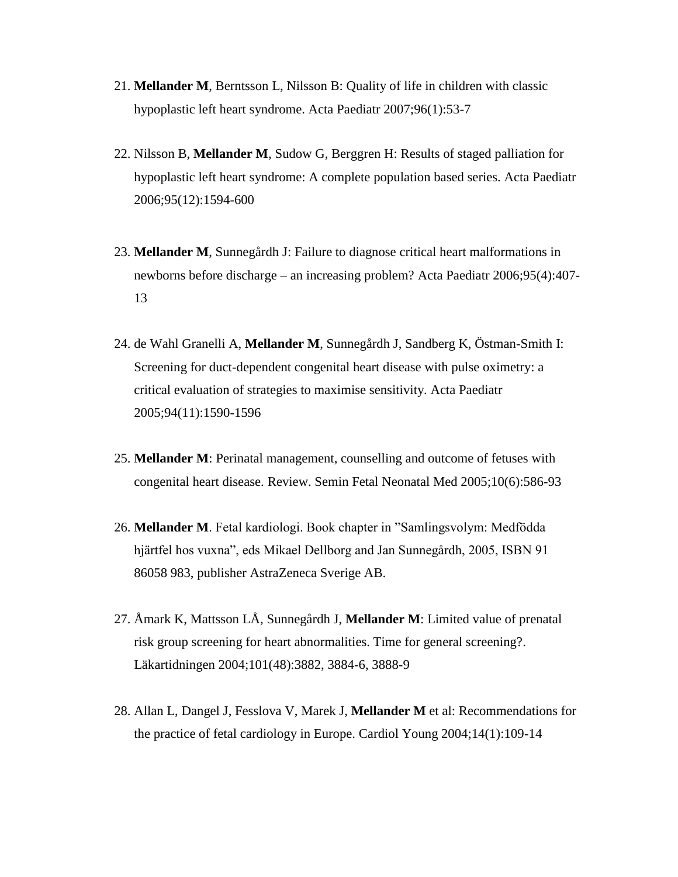21. **Mellander M**, Berntsson L, Nilsson B: Quality of life in children with classic hypoplastic left heart syndrome. Acta Paediatr 2007;96(1):53-7

22. Nilsson B, **Mellander M**, Sudow G, Berggren H: Results of staged palliation for hypoplastic left heart syndrome: A complete population based series. Acta Paediatr 2006;95(12):1594-600

23. **Mellander M**, Sunnegårdh J: Failure to diagnose critical heart malformations in newborns before discharge – an increasing problem? Acta Paediatr 2006;95(4):407-13

24. de Wahl Granelli A, **Mellander M**, Sunnegårdh J, Sandberg K, Östman-Smith I: Screening for duct-dependent congenital heart disease with pulse oximetry: a critical evaluation of strategies to maximise sensitivity. Acta Paediatr 2005;94(11):1590-1596

25. **Mellander M**: Perinatal management, counselling and outcome of fetuses with congenital heart disease. Review. Semin Fetal Neonatal Med 2005;10(6):586-93

26. **Mellander M**. Fetal kardiologi. Book chapter in "Samlingsvolym: Medfödda hjärtfel hos vuxna", eds Mikael Dellborg and Jan Sunnegårdh, 2005, ISBN 91 86058 983, publisher AstraZeneca Sverige AB.

27. Åmark K, Mattsson LÅ, Sunnegårdh J, **Mellander M**: Limited value of prenatal risk group screening for heart abnormalities. Time for general screening?. Läkartidningen 2004;101(48):3882, 3884-6, 3888-9

28. Allan L, Dangel J, Fesslova V, Marek J, **Mellander M** et al: Recommendations for the practice of fetal cardiology in Europe. Cardiol Young 2004;14(1):109-14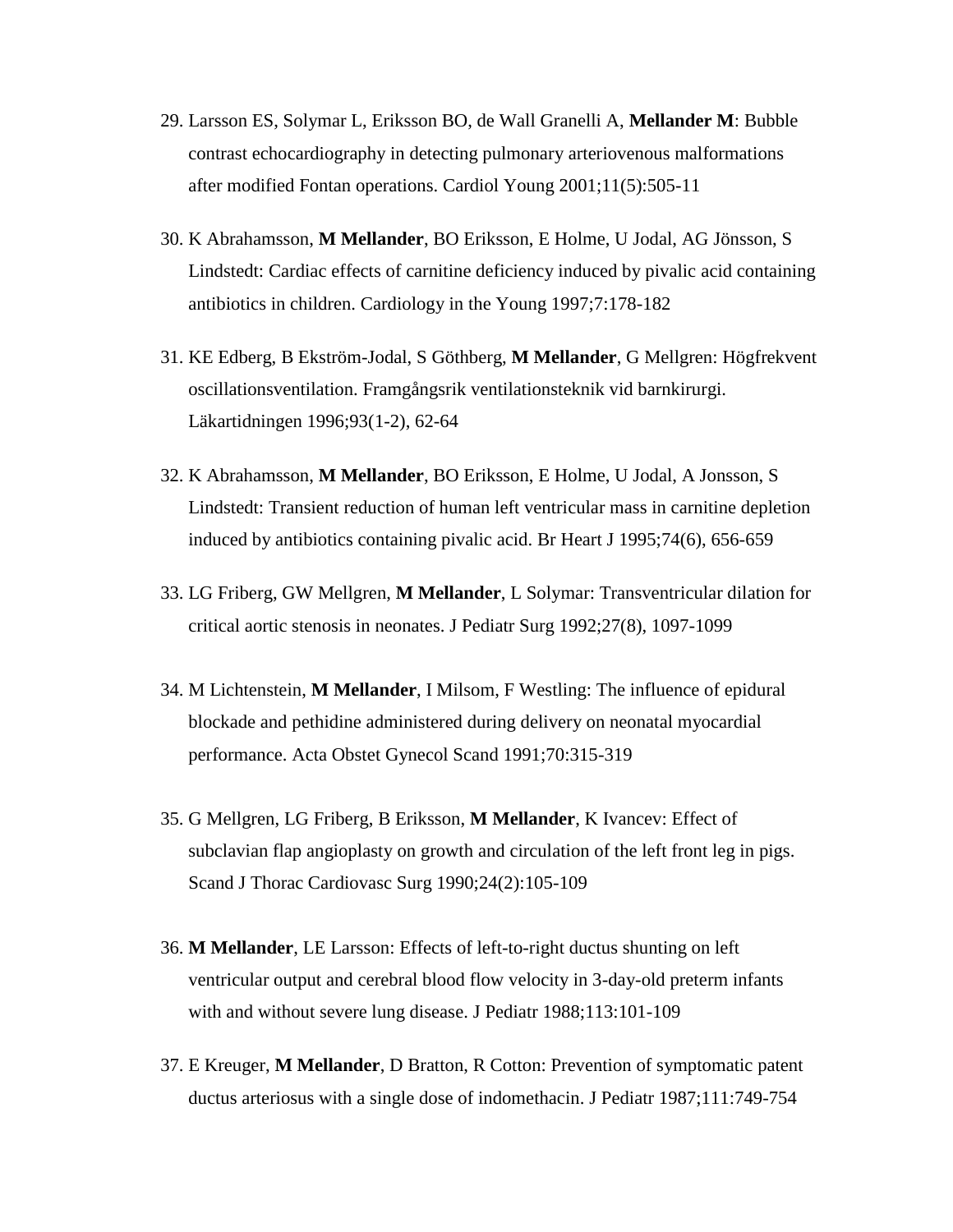29. Larsson ES, Solymar L, Eriksson BO, de Wall Granelli A, **Mellander M**: Bubble contrast echocardiography in detecting pulmonary arteriovenous malformations after modified Fontan operations. Cardiol Young 2001;11(5):505-11

30. K Abrahamsson, **M Mellander**, BO Eriksson, E Holme, U Jodal, AG Jönsson, S Lindstedt: Cardiac effects of carnitine deficiency induced by pivalic acid containing antibiotics in children. Cardiology in the Young 1997;7:178-182

31. KE Edberg, B Ekström-Jodal, S Göthberg, **M Mellander**, G Mellgren: Högfrekvent oscillationsventilation. Framgångsrik ventilationsteknik vid barnkirurgi. Läkartidningen 1996;93(1-2), 62-64

32. K Abrahamsson, **M Mellander**, BO Eriksson, E Holme, U Jodal, A Jonsson, S Lindstedt: Transient reduction of human left ventricular mass in carnitine depletion induced by antibiotics containing pivalic acid. Br Heart J 1995;74(6), 656-659

33. LG Friberg, GW Mellgren, **M Mellander**, L Solymar: Transventricular dilation for critical aortic stenosis in neonates. J Pediatr Surg 1992;27(8), 1097-1099

34. M Lichtenstein, **M Mellander**, I Milsom, F Westling: The influence of epidural blockade and pethidine administered during delivery on neonatal myocardial performance. Acta Obstet Gynecol Scand 1991;70:315-319

35. G Mellgren, LG Friberg, B Eriksson, **M Mellander**, K Ivancev: Effect of subclavian flap angioplasty on growth and circulation of the left front leg in pigs. Scand J Thorac Cardiovasc Surg 1990;24(2):105-109

36. **M Mellander**, LE Larsson: Effects of left-to-right ductus shunting on left ventricular output and cerebral blood flow velocity in 3-day-old preterm infants with and without severe lung disease. J Pediatr 1988;113:101-109

37. E Kreuger, **M Mellander**, D Bratton, R Cotton: Prevention of symptomatic patent ductus arteriosus with a single dose of indomethacin. J Pediatr 1987;111:749-754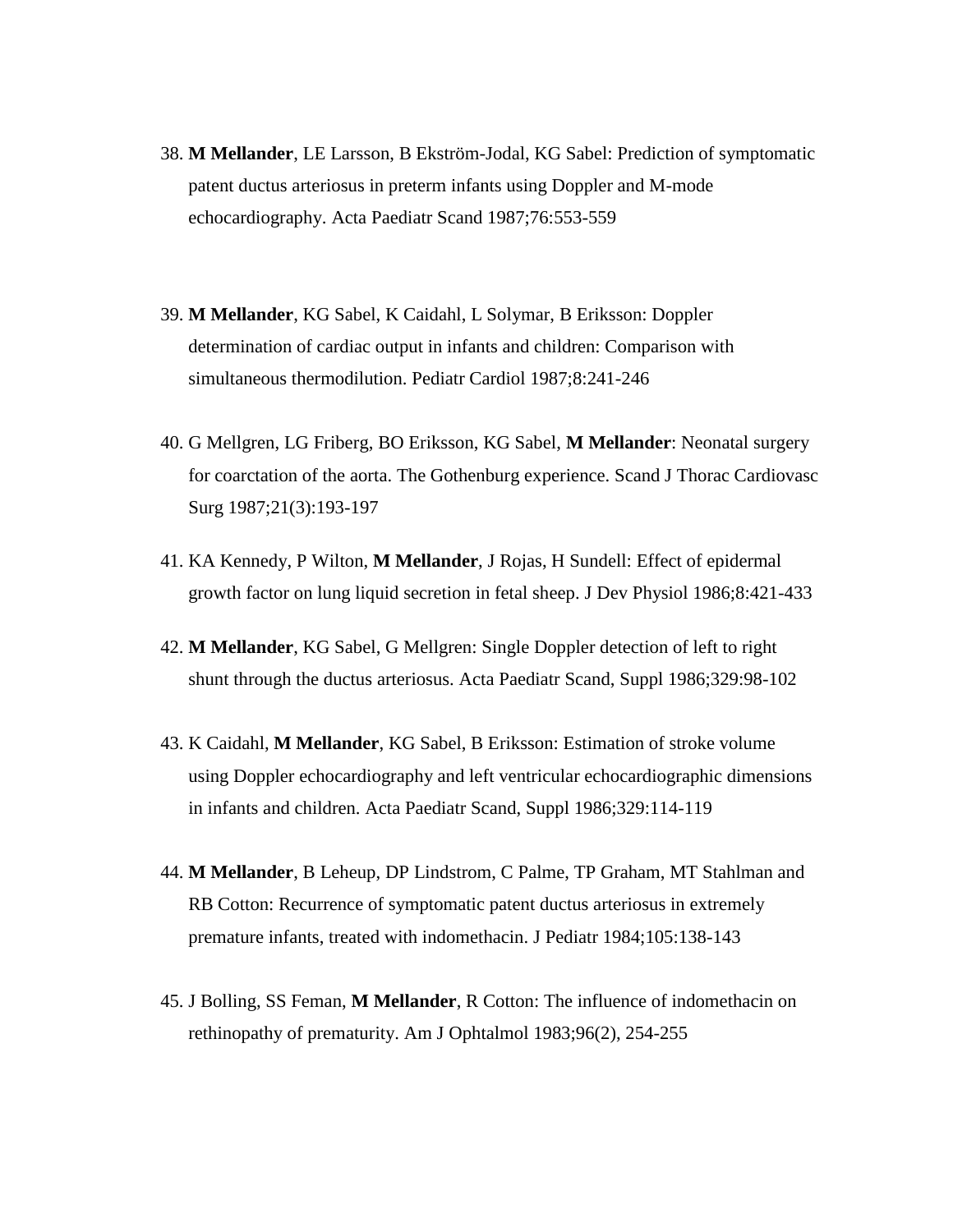38. **M Mellander**, LE Larsson, B Ekström-Jodal, KG Sabel: Prediction of symptomatic patent ductus arteriosus in preterm infants using Doppler and M-mode echocardiography. Acta Paediatr Scand 1987;76:553-559

39. **M Mellander**, KG Sabel, K Caidahl, L Solymar, B Eriksson: Doppler determination of cardiac output in infants and children: Comparison with simultaneous thermodilution. Pediatr Cardiol 1987;8:241-246

40. G Mellgren, LG Friberg, BO Eriksson, KG Sabel, **M Mellander**: Neonatal surgery for coarctation of the aorta. The Gothenburg experience. Scand J Thorac Cardiovasc Surg 1987;21(3):193-197

41. KA Kennedy, P Wilton, **M Mellander**, J Rojas, H Sundell: Effect of epidermal growth factor on lung liquid secretion in fetal sheep. J Dev Physiol 1986;8:421-433

42. **M Mellander**, KG Sabel, G Mellgren: Single Doppler detection of left to right shunt through the ductus arteriosus. Acta Paediatr Scand, Suppl 1986;329:98-102

43. K Caidahl, **M Mellander**, KG Sabel, B Eriksson: Estimation of stroke volume using Doppler echocardiography and left ventricular echocardiographic dimensions in infants and children. Acta Paediatr Scand, Suppl 1986;329:114-119

44. **M Mellander**, B Leheup, DP Lindstrom, C Palme, TP Graham, MT Stahlman and RB Cotton: Recurrence of symptomatic patent ductus arteriosus in extremely premature infants, treated with indomethacin. J Pediatr 1984;105:138-143

45. J Bolling, SS Feman, **M Mellander**, R Cotton: The influence of indomethacin on rethinopathy of prematurity. Am J Ophtalmol 1983;96(2), 254-255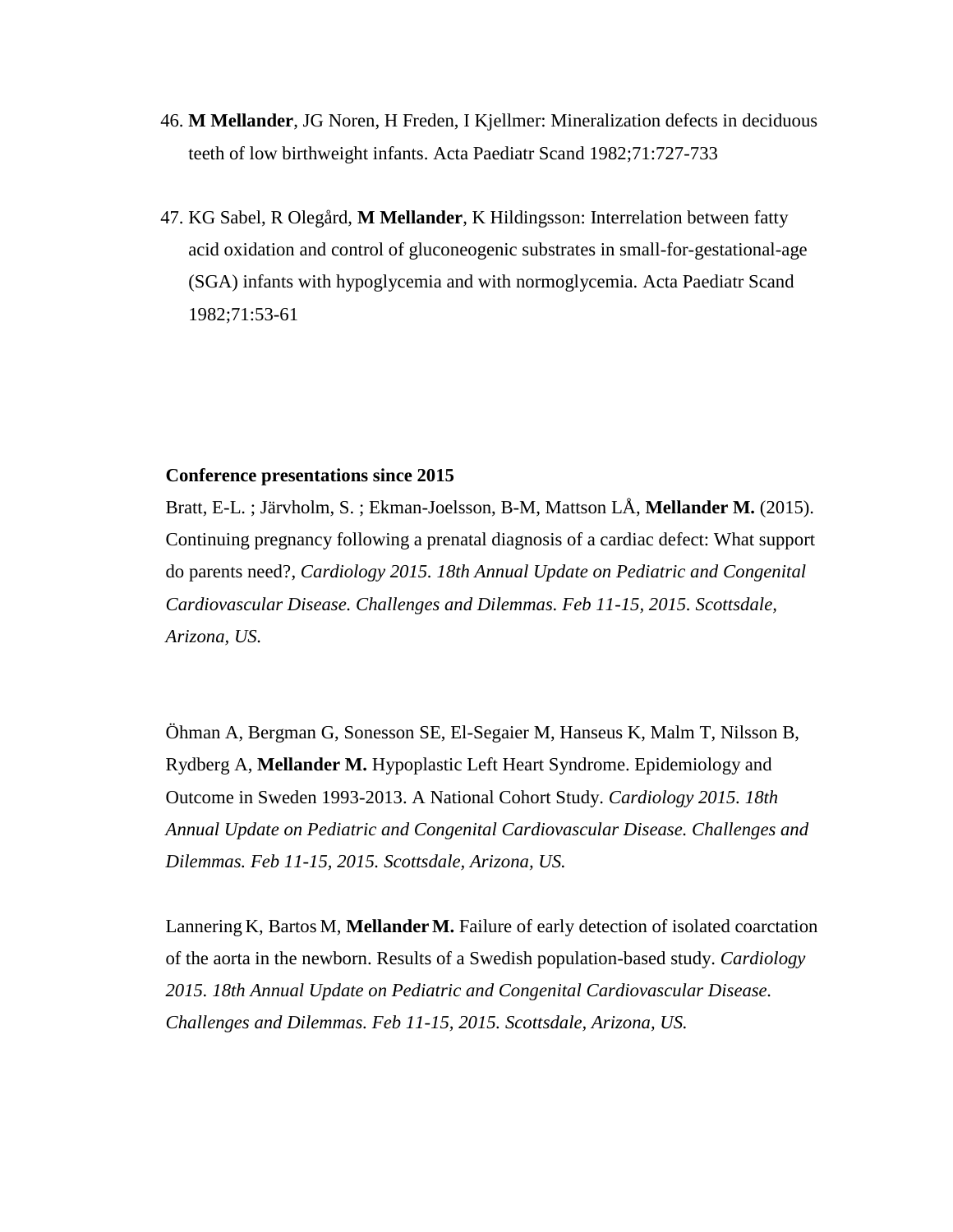46. **M Mellander**, JG Noren, H Freden, I Kjellmer: Mineralization defects in deciduous teeth of low birthweight infants. Acta Paediatr Scand 1982;71:727-733

47. KG Sabel, R Olegård, **M Mellander**, K Hildingsson: Interrelation between fatty acid oxidation and control of gluconeogenic substrates in small-for-gestational-age (SGA) infants with hypoglycemia and with normoglycemia. Acta Paediatr Scand 1982;71:53-61

**Conference presentations since 2015**

Bratt, E-L. ; Järvholm, S. ; Ekman-Joelsson, B-M, Mattson LÅ, **Mellander M.** (2015). Continuing pregnancy following a prenatal diagnosis of a cardiac defect: What support do parents need?, *Cardiology 2015. 18th Annual Update on Pediatric and Congenital Cardiovascular Disease. Challenges and Dilemmas. Feb 11-15, 2015. Scottsdale, Arizona, US.*

Öhman A, Bergman G, Sonesson SE, El-Segaier M, Hanseus K, Malm T, Nilsson B, Rydberg A, **Mellander M.** Hypoplastic Left Heart Syndrome. Epidemiology and Outcome in Sweden 1993-2013. A National Cohort Study. *Cardiology 2015. 18th Annual Update on Pediatric and Congenital Cardiovascular Disease. Challenges and Dilemmas. Feb 11-15, 2015. Scottsdale, Arizona, US.*

Lannering K, Bartos M, **Mellander M.** Failure of early detection of isolated coarctation of the aorta in the newborn. Results of a Swedish population-based study. *Cardiology 2015. 18th Annual Update on Pediatric and Congenital Cardiovascular Disease. Challenges and Dilemmas. Feb 11-15, 2015. Scottsdale, Arizona, US.*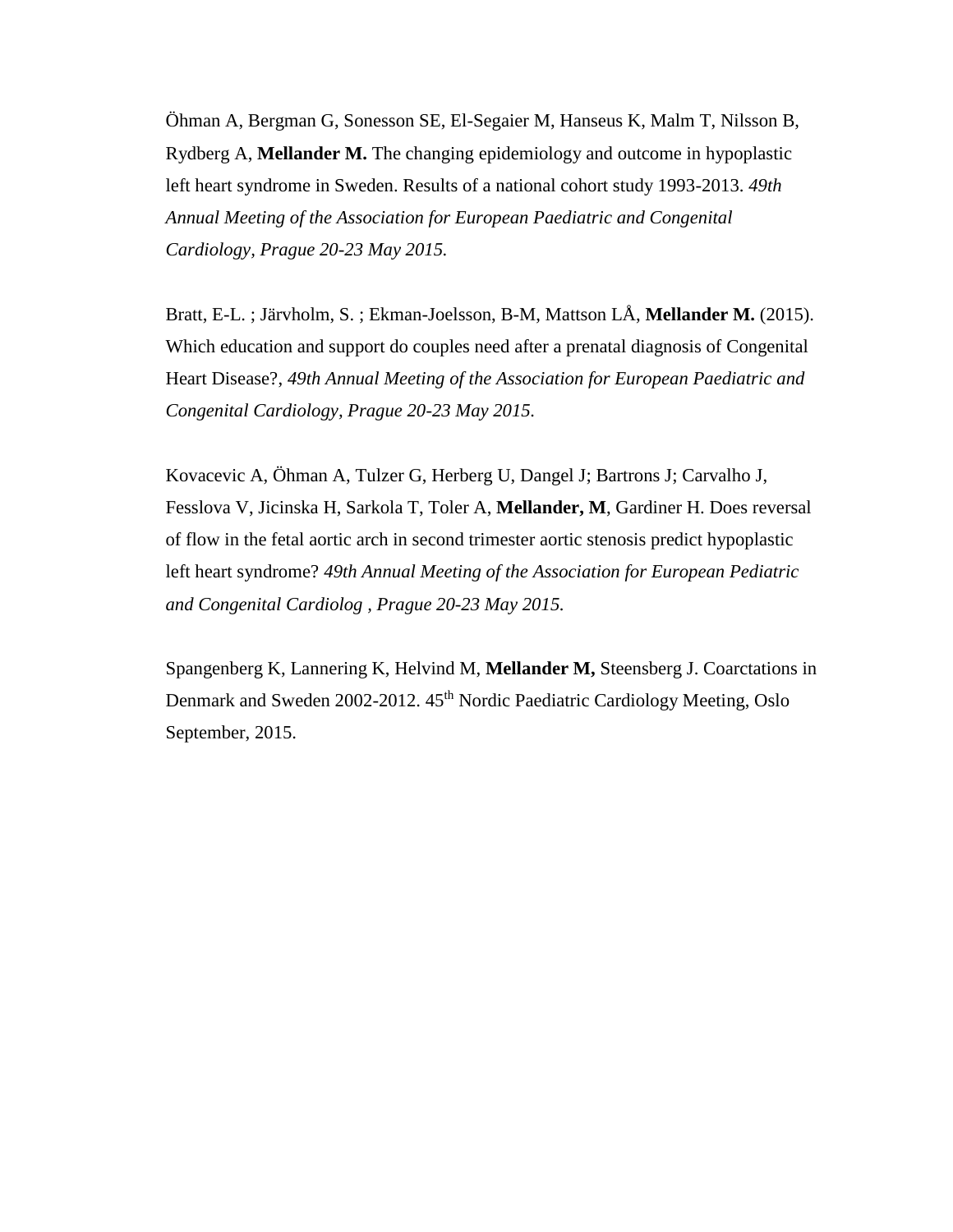Öhman A, Bergman G, Sonesson SE, El-Segaier M, Hanseus K, Malm T, Nilsson B, Rydberg A, **Mellander M.** The changing epidemiology and outcome in hypoplastic left heart syndrome in Sweden. Results of a national cohort study 1993-2013. *49th Annual Meeting of the Association for European Paediatric and Congenital Cardiology, Prague 20-23 May 2015.*

Bratt, E-L. ; Järvholm, S. ; Ekman-Joelsson, B-M, Mattson LÅ, **Mellander M.** (2015). Which education and support do couples need after a prenatal diagnosis of Congenital Heart Disease?, *49th Annual Meeting of the Association for European Paediatric and Congenital Cardiology, Prague 20-23 May 2015.*

Kovacevic A, Öhman A, Tulzer G, Herberg U, Dangel J; Bartrons J; Carvalho J, Fesslova V, Jicinska H, Sarkola T, Toler A, **Mellander, M**, Gardiner H. Does reversal of flow in the fetal aortic arch in second trimester aortic stenosis predict hypoplastic left heart syndrome? *49th Annual Meeting of the Association for European Pediatric and Congenital Cardiolog , Prague 20-23 May 2015.*

Spangenberg K, Lannering K, Helvind M, **Mellander M,** Steensberg J. Coarctations in Denmark and Sweden 2002-2012. 45th Nordic Paediatric Cardiology Meeting, Oslo September, 2015.